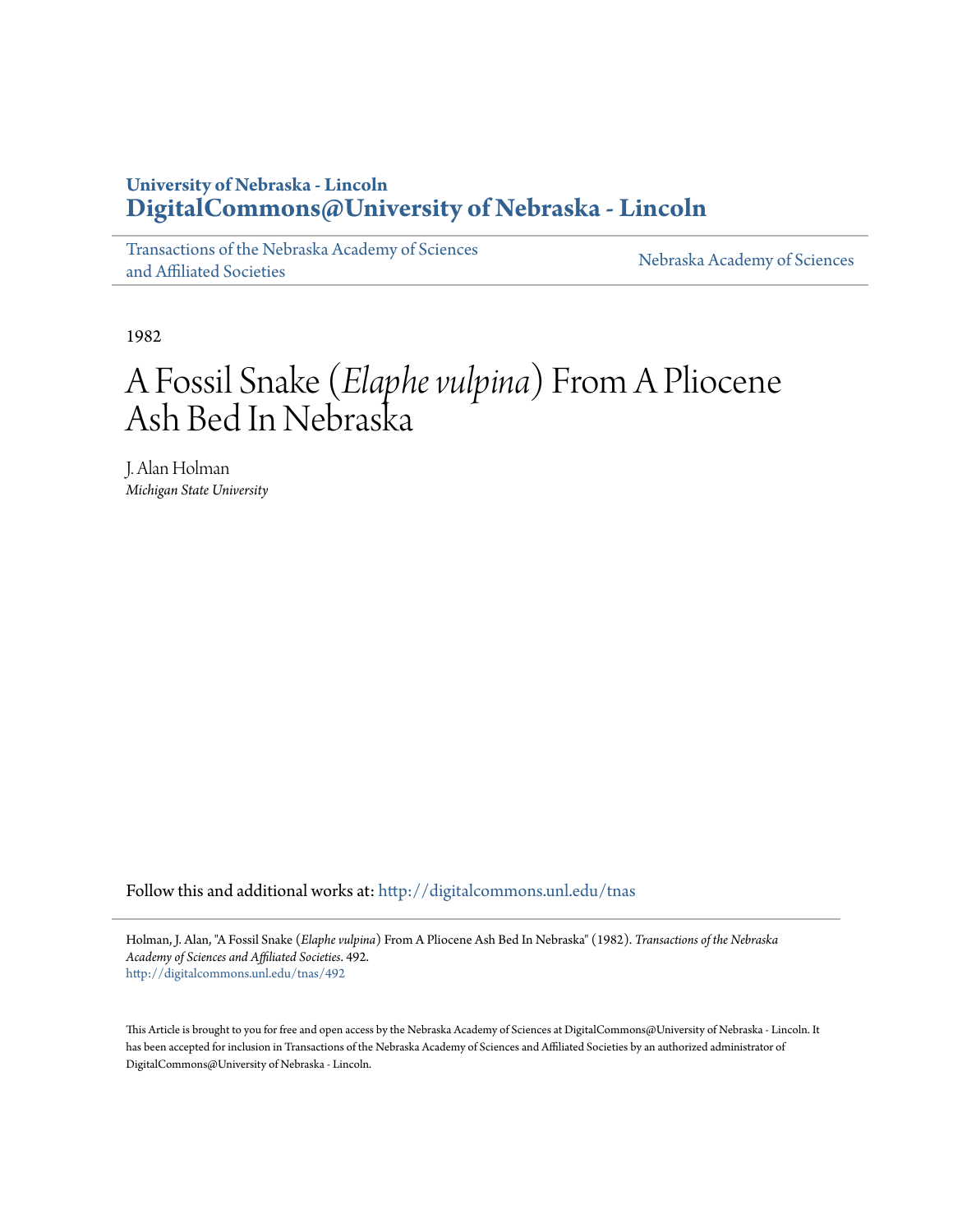University of Nebraska - Lincoln
**DigitalCommons@University of Nebraska - Lincoln**

Transactions of the Nebraska Academy of Sciences and Affiliated Societies | Nebraska Academy of Sciences

1982

# A Fossil Snake (*Elaphe vulpina*) From A Pliocene Ash Bed In Nebraska

J. Alan Holman
*Michigan State University*

Follow this and additional works at: http://digitalcommons.unl.edu/tnas

Holman, J. Alan, "A Fossil Snake (*Elaphe vulpina*) From A Pliocene Ash Bed In Nebraska" (1982). *Transactions of the Nebraska Academy of Sciences and Affiliated Societies*. 492.
http://digitalcommons.unl.edu/tnas/492

This Article is brought to you for free and open access by the Nebraska Academy of Sciences at DigitalCommons@University of Nebraska - Lincoln. It has been accepted for inclusion in Transactions of the Nebraska Academy of Sciences and Affiliated Societies by an authorized administrator of DigitalCommons@University of Nebraska - Lincoln.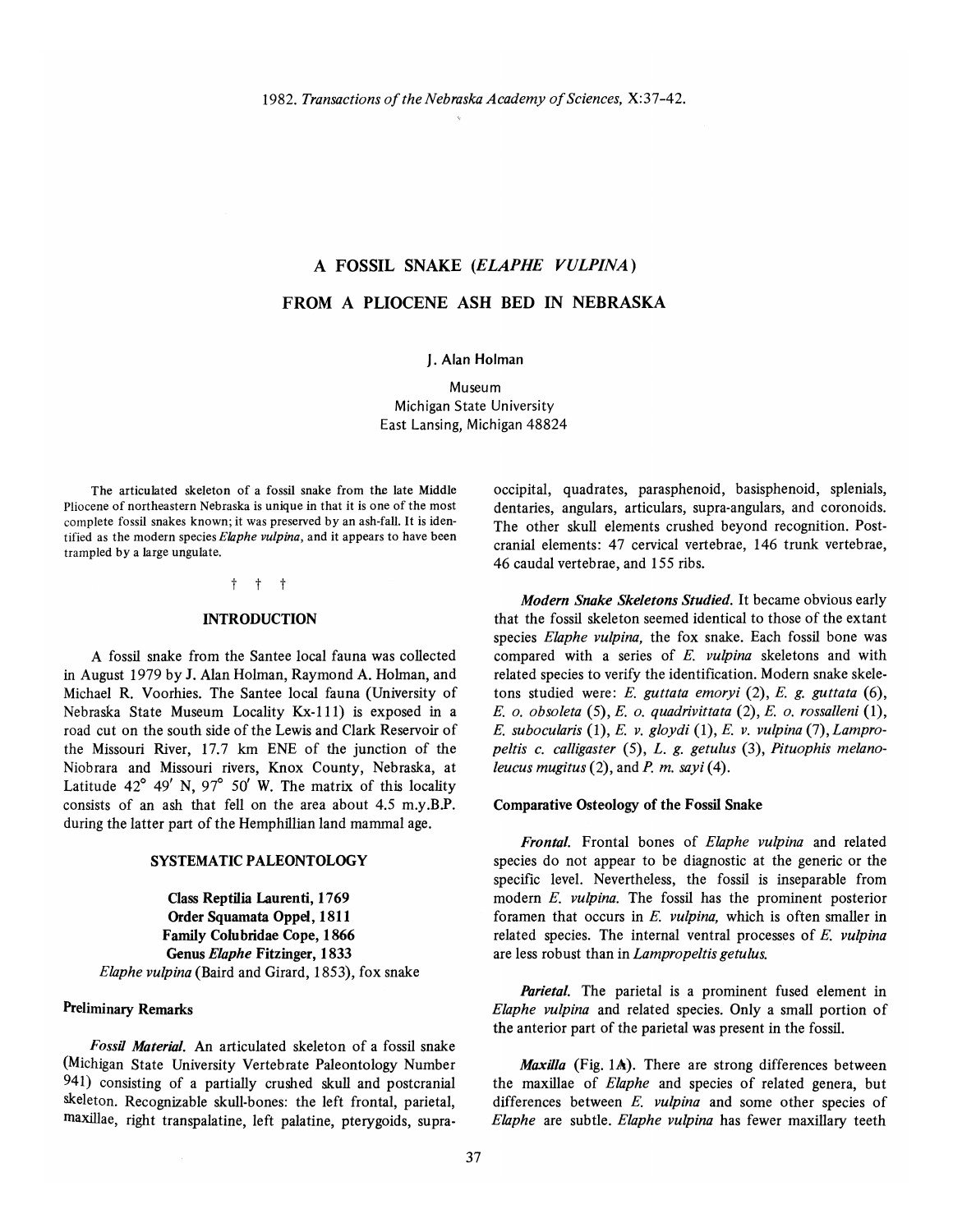# A FOSSIL SNAKE (*ELAPHE VULPINA*) FROM A PLIOCENE ASH BED IN NEBRASKA

J. Alan Holman

Museum
Michigan State University
East Lansing, Michigan 48824

The articulated skeleton of a fossil snake from the late Middle Pliocene of northeastern Nebraska is unique in that it is one of the most complete fossil snakes known; it was preserved by an ash-fall. It is identified as the modern species *Elaphe vulpina*, and it appears to have been trampled by a large ungulate.

† † †

## INTRODUCTION

A fossil snake from the Santee local fauna was collected in August 1979 by J. Alan Holman, Raymond A. Holman, and Michael R. Voorhies. The Santee local fauna (University of Nebraska State Museum Locality Kx-111) is exposed in a road cut on the south side of the Lewis and Clark Reservoir of the Missouri River, 17.7 km ENE of the junction of the Niobrara and Missouri rivers, Knox County, Nebraska, at Latitude 42° 49′ N, 97° 50′ W. The matrix of this locality consists of an ash that fell on the area about 4.5 m.y.B.P. during the latter part of the Hemphillian land mammal age.

## SYSTEMATIC PALEONTOLOGY

**Class Reptilia Laurenti, 1769**
**Order Squamata Oppel, 1811**
**Family Colubridae Cope, 1866**
**Genus *Elaphe* Fitzinger, 1833**
*Elaphe vulpina* (Baird and Girard, 1853), fox snake

### Preliminary Remarks

***Fossil Material.*** An articulated skeleton of a fossil snake (Michigan State University Vertebrate Paleontology Number 941) consisting of a partially crushed skull and postcranial skeleton. Recognizable skull-bones: the left frontal, parietal, maxillae, right transpalatine, left palatine, pterygoids, supra-occipital, quadrates, parasphenoid, basisphenoid, splenials, dentaries, angulars, articulars, supra-angulars, and coronoids. The other skull elements crushed beyond recognition. Postcranial elements: 47 cervical vertebrae, 146 trunk vertebrae, 46 caudal vertebrae, and 155 ribs.

***Modern Snake Skeletons Studied.*** It became obvious early that the fossil skeleton seemed identical to those of the extant species *Elaphe vulpina*, the fox snake. Each fossil bone was compared with a series of *E. vulpina* skeletons and with related species to verify the identification. Modern snake skeletons studied were: *E. guttata emoryi* (2), *E. g. guttata* (6), *E. o. obsoleta* (5), *E. o. quadrivittata* (2), *E. o. rossalleni* (1), *E. subocularis* (1), *E. v. gloydi* (1), *E. v. vulpina* (7), *Lampropeltis c. calligaster* (5), *L. g. getulus* (3), *Pituophis melanoleucus mugitus* (2), and *P. m. sayi* (4).

### Comparative Osteology of the Fossil Snake

***Frontal.*** Frontal bones of *Elaphe vulpina* and related species do not appear to be diagnostic at the generic or the specific level. Nevertheless, the fossil is inseparable from modern *E. vulpina*. The fossil has the prominent posterior foramen that occurs in *E. vulpina*, which is often smaller in related species. The internal ventral processes of *E. vulpina* are less robust than in *Lampropeltis getulus*.

***Parietal.*** The parietal is a prominent fused element in *Elaphe vulpina* and related species. Only a small portion of the anterior part of the parietal was present in the fossil.

***Maxilla*** (Fig. 1A). There are strong differences between the maxillae of *Elaphe* and species of related genera, but differences between *E. vulpina* and some other species of *Elaphe* are subtle. *Elaphe vulpina* has fewer maxillary teeth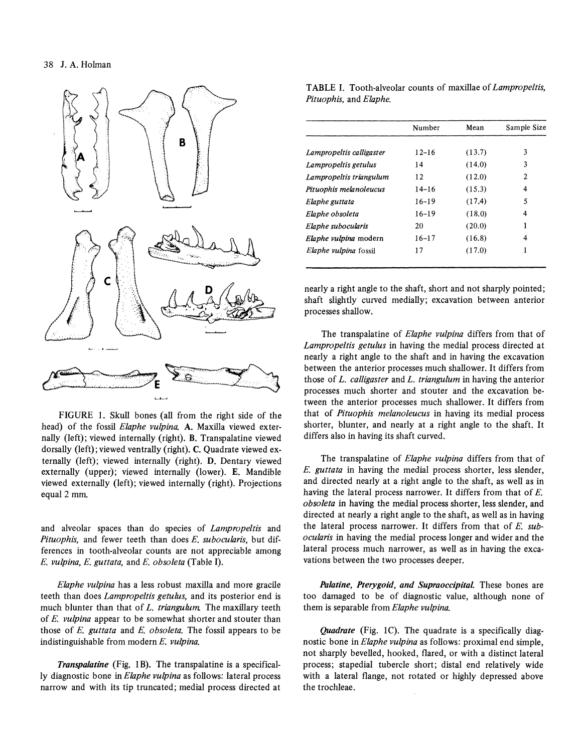FIGURE 1. Skull bones (all from the right side of the head) of the fossil *Elaphe vulpina*. **A.** Maxilla viewed externally (left); viewed internally (right). **B.** Transpalatine viewed dorsally (left); viewed ventrally (right). **C.** Quadrate viewed externally (left); viewed internally (right). **D.** Dentary viewed externally (upper); viewed internally (lower). **E.** Mandible viewed externally (left); viewed internally (right). Projections equal 2 mm.

and alveolar spaces than do species of *Lampropeltis* and *Pituophis*, and fewer teeth than does *E. subocularis*, but differences in tooth-alveolar counts are not appreciable among *E. vulpina*, *E. guttata*, and *E. obsoleta* (Table I).

*Elaphe vulpina* has a less robust maxilla and more gracile teeth than does *Lampropeltis getulus*, and its posterior end is much blunter than that of *L. triangulum*. The maxillary teeth of *E. vulpina* appear to be somewhat shorter and stouter than those of *E. guttata* and *E. obsoleta*. The fossil appears to be indistinguishable from modern *E. vulpina*.

***Transpalatine*** (Fig. 1B). The transpalatine is a specifically diagnostic bone in *Elaphe vulpina* as follows: lateral process narrow and with its tip truncated; medial process directed at nearly a right angle to the shaft, short and not sharply pointed; shaft slightly curved medially; excavation between anterior processes shallow.

TABLE I. Tooth-alveolar counts of maxillae of *Lampropeltis*, *Pituophis*, and *Elaphe*.

| | Number | Mean | Sample Size |
|---|---|---|---|
| *Lampropeltis calligaster* | 12–16 | (13.7) | 3 |
| *Lampropeltis getulus* | 14 | (14.0) | 3 |
| *Lampropeltis triangulum* | 12 | (12.0) | 2 |
| *Pituophis melanoleucus* | 14–16 | (15.3) | 4 |
| *Elaphe guttata* | 16–19 | (17.4) | 5 |
| *Elaphe obsoleta* | 16–19 | (18.0) | 4 |
| *Elaphe subocularis* | 20 | (20.0) | 1 |
| *Elaphe vulpina* modern | 16–17 | (16.8) | 4 |
| *Elaphe vulpina* fossil | 17 | (17.0) | 1 |

The transpalatine of *Elaphe vulpina* differs from that of *Lampropeltis getulus* in having the medial process directed at nearly a right angle to the shaft and in having the excavation between the anterior processes much shallower. It differs from those of *L. calligaster* and *L. triangulum* in having the anterior processes much shorter and stouter and the excavation between the anterior processes much shallower. It differs from that of *Pituophis melanoleucus* in having its medial process shorter, blunter, and nearly at a right angle to the shaft. It differs also in having its shaft curved.

The transpalatine of *Elaphe vulpina* differs from that of *E. guttata* in having the medial process shorter, less slender, and directed nearly at a right angle to the shaft, as well as in having the lateral process narrower. It differs from that of *E. obsoleta* in having the medial process shorter, less slender, and directed at nearly a right angle to the shaft, as well as in having the lateral process narrower. It differs from that of *E. subocularis* in having the medial process longer and wider and the lateral process much narrower, as well as in having the excavations between the two processes deeper.

***Palatine, Pterygoid, and Supraoccipital.*** These bones are too damaged to be of diagnostic value, although none of them is separable from *Elaphe vulpina*.

***Quadrate*** (Fig. 1C). The quadrate is a specifically diagnostic bone in *Elaphe vulpina* as follows: proximal end simple, not sharply bevelled, hooked, flared, or with a distinct lateral process; stapedial tubercle short; distal end relatively wide with a lateral flange, not rotated or highly depressed above the trochleae.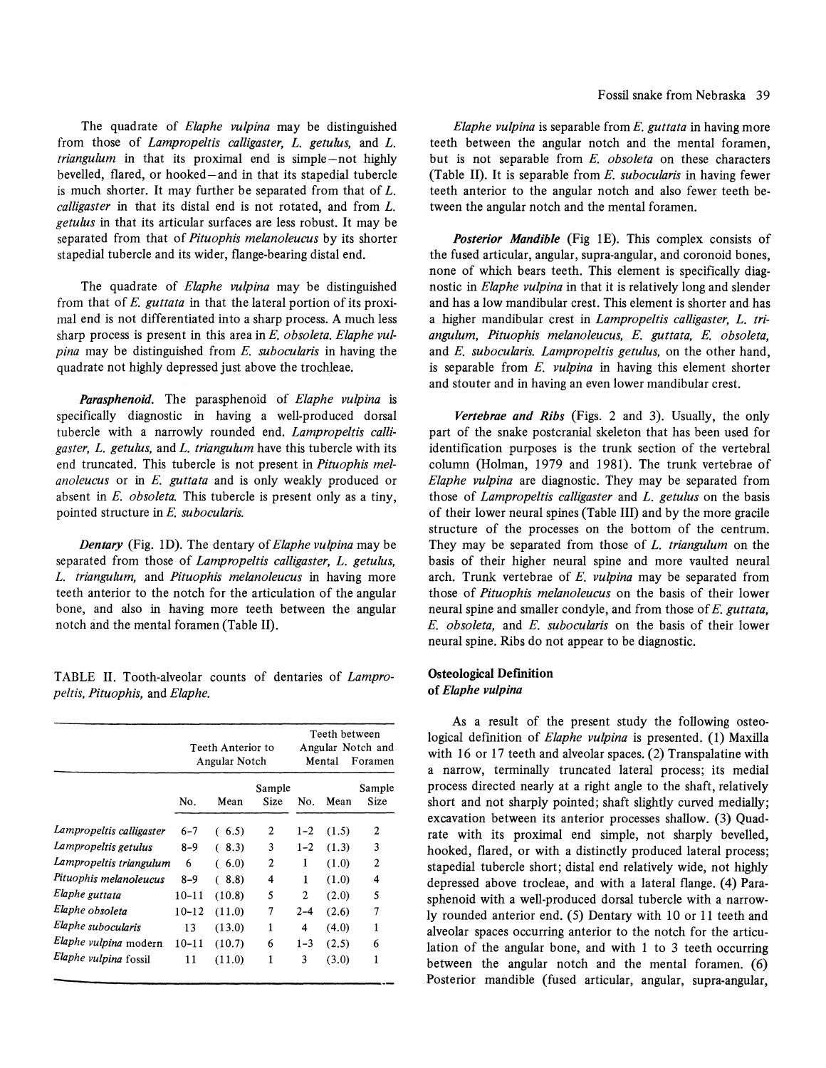The quadrate of *Elaphe vulpina* may be distinguished from those of *Lampropeltis calligaster, L. getulus,* and *L. triangulum* in that its proximal end is simple—not highly bevelled, flared, or hooked—and in that its stapedial tubercle is much shorter. It may further be separated from that of *L. calligaster* in that its distal end is not rotated, and from *L. getulus* in that its articular surfaces are less robust. It may be separated from that of *Pituophis melanoleucus* by its shorter stapedial tubercle and its wider, flange-bearing distal end.

The quadrate of *Elaphe vulpina* may be distinguished from that of *E. guttata* in that the lateral portion of its proximal end is not differentiated into a sharp process. A much less sharp process is present in this area in *E. obsoleta. Elaphe vulpina* may be distinguished from *E. subocularis* in having the quadrate not highly depressed just above the trochleae.

***Parasphenoid.*** The parasphenoid of *Elaphe vulpina* is specifically diagnostic in having a well-produced dorsal tubercle with a narrowly rounded end. *Lampropeltis calligaster, L. getulus,* and *L. triangulum* have this tubercle with its end truncated. This tubercle is not present in *Pituophis melanoleucus* or in *E. guttata* and is only weakly produced or absent in *E. obsoleta.* This tubercle is present only as a tiny, pointed structure in *E. subocularis.*

***Dentary*** (Fig. 1D). The dentary of *Elaphe vulpina* may be separated from those of *Lampropeltis calligaster, L. getulus, L. triangulum,* and *Pituophis melanoleucus* in having more teeth anterior to the notch for the articulation of the angular bone, and also in having more teeth between the angular notch and the mental foramen (Table II).

TABLE II. Tooth-alveolar counts of dentaries of *Lampropeltis, Pituophis,* and *Elaphe.*

| | Teeth Anterior to Angular Notch | | | Teeth between Angular Notch and Mental Foramen | | |
|---|---|---|---|---|---|---|
| | No. | Mean | Sample Size | No. | Mean | Sample Size |
| *Lampropeltis calligaster* | 6–7 | (6.5) | 2 | 1–2 | (1.5) | 2 |
| *Lampropeltis getulus* | 8–9 | (8.3) | 3 | 1–2 | (1.3) | 3 |
| *Lampropeltis triangulum* | 6 | (6.0) | 2 | 1 | (1.0) | 2 |
| *Pituophis melanoleucus* | 8–9 | (8.8) | 4 | 1 | (1.0) | 4 |
| *Elaphe guttata* | 10–11 | (10.8) | 5 | 2 | (2.0) | 5 |
| *Elaphe obsoleta* | 10–12 | (11.0) | 7 | 2–4 | (2.6) | 7 |
| *Elaphe subocularis* | 13 | (13.0) | 1 | 4 | (4.0) | 1 |
| *Elaphe vulpina* modern | 10–11 | (10.7) | 6 | 1–3 | (2.5) | 6 |
| *Elaphe vulpina* fossil | 11 | (11.0) | 1 | 3 | (3.0) | 1 |

*Elaphe vulpina* is separable from *E. guttata* in having more teeth between the angular notch and the mental foramen, but is not separable from *E. obsoleta* on these characters (Table II). It is separable from *E. subocularis* in having fewer teeth anterior to the angular notch and also fewer teeth between the angular notch and the mental foramen.

***Posterior Mandible*** (Fig 1E). This complex consists of the fused articular, angular, supra-angular, and coronoid bones, none of which bears teeth. This element is specifically diagnostic in *Elaphe vulpina* in that it is relatively long and slender and has a low mandibular crest. This element is shorter and has a higher mandibular crest in *Lampropeltis calligaster, L. triangulum, Pituophis melanoleucus, E. guttata, E. obsoleta,* and *E. subocularis. Lampropeltis getulus,* on the other hand, is separable from *E. vulpina* in having this element shorter and stouter and in having an even lower mandibular crest.

***Vertebrae and Ribs*** (Figs. 2 and 3). Usually, the only part of the snake postcranial skeleton that has been used for identification purposes is the trunk section of the vertebral column (Holman, 1979 and 1981). The trunk vertebrae of *Elaphe vulpina* are diagnostic. They may be separated from those of *Lampropeltis calligaster* and *L. getulus* on the basis of their lower neural spines (Table III) and by the more gracile structure of the processes on the bottom of the centrum. They may be separated from those of *L. triangulum* on the basis of their higher neural spine and more vaulted neural arch. Trunk vertebrae of *E. vulpina* may be separated from those of *Pituophis melanoleucus* on the basis of their lower neural spine and smaller condyle, and from those of *E. guttata, E. obsoleta,* and *E. subocularis* on the basis of their lower neural spine. Ribs do not appear to be diagnostic.

## Osteological Definition of *Elaphe vulpina*

As a result of the present study the following osteological definition of *Elaphe vulpina* is presented. (1) Maxilla with 16 or 17 teeth and alveolar spaces. (2) Transpalatine with a narrow, terminally truncated lateral process; its medial process directed nearly at a right angle to the shaft, relatively short and not sharply pointed; shaft slightly curved medially; excavation between its anterior processes shallow. (3) Quadrate with its proximal end simple, not sharply bevelled, hooked, flared, or with a distinctly produced lateral process; stapedial tubercle short; distal end relatively wide, not highly depressed above trocleae, and with a lateral flange. (4) Parasphenoid with a well-produced dorsal tubercle with a narrowly rounded anterior end. (5) Dentary with 10 or 11 teeth and alveolar spaces occurring anterior to the notch for the articulation of the angular bone, and with 1 to 3 teeth occurring between the angular notch and the mental foramen. (6) Posterior mandible (fused articular, angular, supra-angular,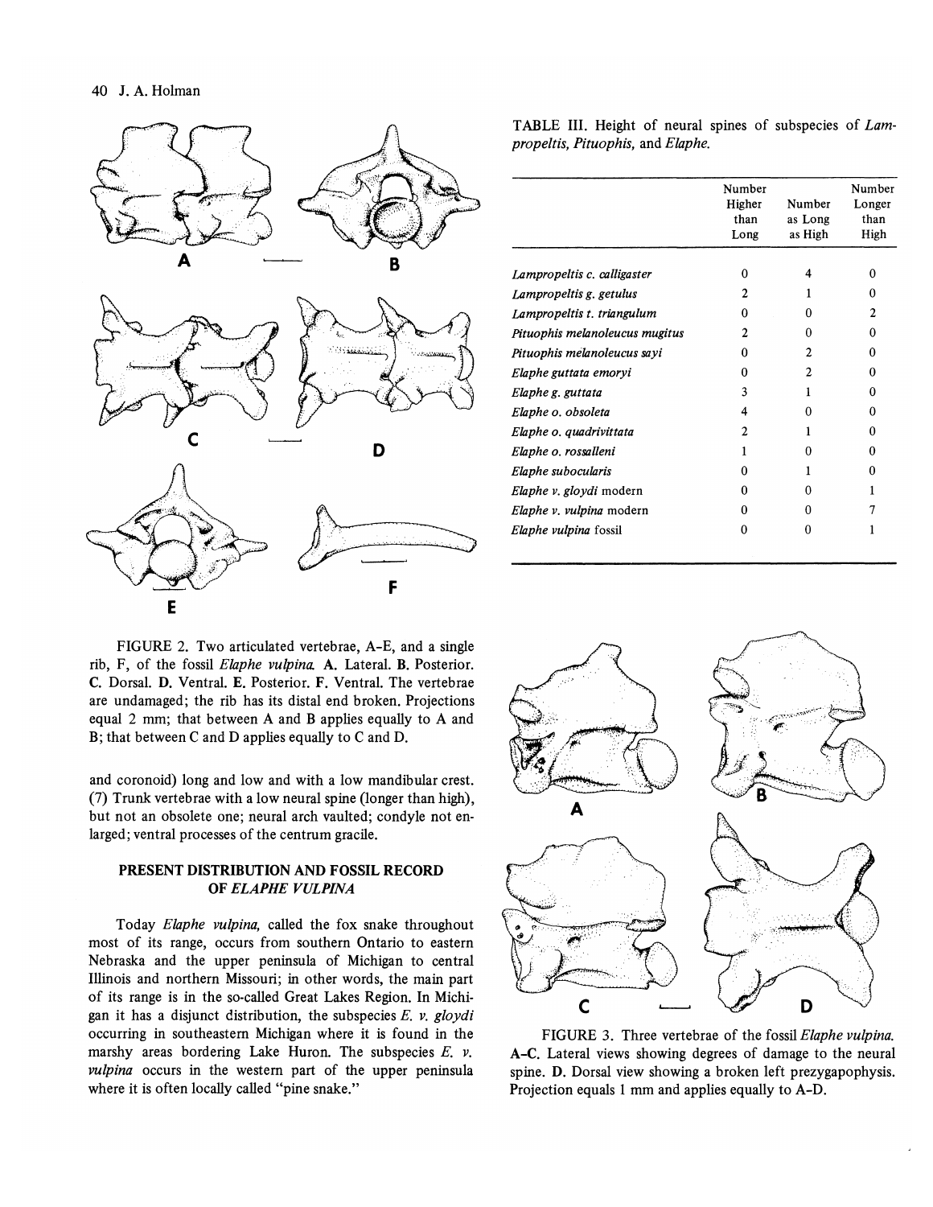FIGURE 2. Two articulated vertebrae, A–E, and a single rib, F, of the fossil *Elaphe vulpina*. **A.** Lateral. **B.** Posterior. **C.** Dorsal. **D.** Ventral. **E.** Posterior. **F.** Ventral. The vertebrae are undamaged; the rib has its distal end broken. Projections equal 2 mm; that between A and B applies equally to A and B; that between C and D applies equally to C and D.

and coronoid) long and low and with a low mandibular crest. (7) Trunk vertebrae with a low neural spine (longer than high), but not an obsolete one; neural arch vaulted; condyle not enlarged; ventral processes of the centrum gracile.

## PRESENT DISTRIBUTION AND FOSSIL RECORD OF *ELAPHE VULPINA*

Today *Elaphe vulpina*, called the fox snake throughout most of its range, occurs from southern Ontario to eastern Nebraska and the upper peninsula of Michigan to central Illinois and northern Missouri; in other words, the main part of its range is in the so-called Great Lakes Region. In Michigan it has a disjunct distribution, the subspecies *E. v. gloydi* occurring in southeastern Michigan where it is found in the marshy areas bordering Lake Huron. The subspecies *E. v. vulpina* occurs in the western part of the upper peninsula where it is often locally called "pine snake."

TABLE III. Height of neural spines of subspecies of *Lampropeltis, Pituophis,* and *Elaphe.*

| | Number Higher than Long | Number as Long as High | Number Longer than High |
|---|---|---|---|
| *Lampropeltis c. calligaster* | 0 | 4 | 0 |
| *Lampropeltis g. getulus* | 2 | 1 | 0 |
| *Lampropeltis t. triangulum* | 0 | 0 | 2 |
| *Pituophis melanoleucus mugitus* | 2 | 0 | 0 |
| *Pituophis melanoleucus sayi* | 0 | 2 | 0 |
| *Elaphe guttata emoryi* | 0 | 2 | 0 |
| *Elaphe g. guttata* | 3 | 1 | 0 |
| *Elaphe o. obsoleta* | 4 | 0 | 0 |
| *Elaphe o. quadrivittata* | 2 | 1 | 0 |
| *Elaphe o. rossalleni* | 1 | 0 | 0 |
| *Elaphe subocularis* | 0 | 1 | 0 |
| *Elaphe v. gloydi* modern | 0 | 0 | 1 |
| *Elaphe v. vulpina* modern | 0 | 0 | 7 |
| *Elaphe vulpina* fossil | 0 | 0 | 1 |

FIGURE 3. Three vertebrae of the fossil *Elaphe vulpina*. **A–C.** Lateral views showing degrees of damage to the neural spine. **D.** Dorsal view showing a broken left prezygapophysis. Projection equals 1 mm and applies equally to A–D.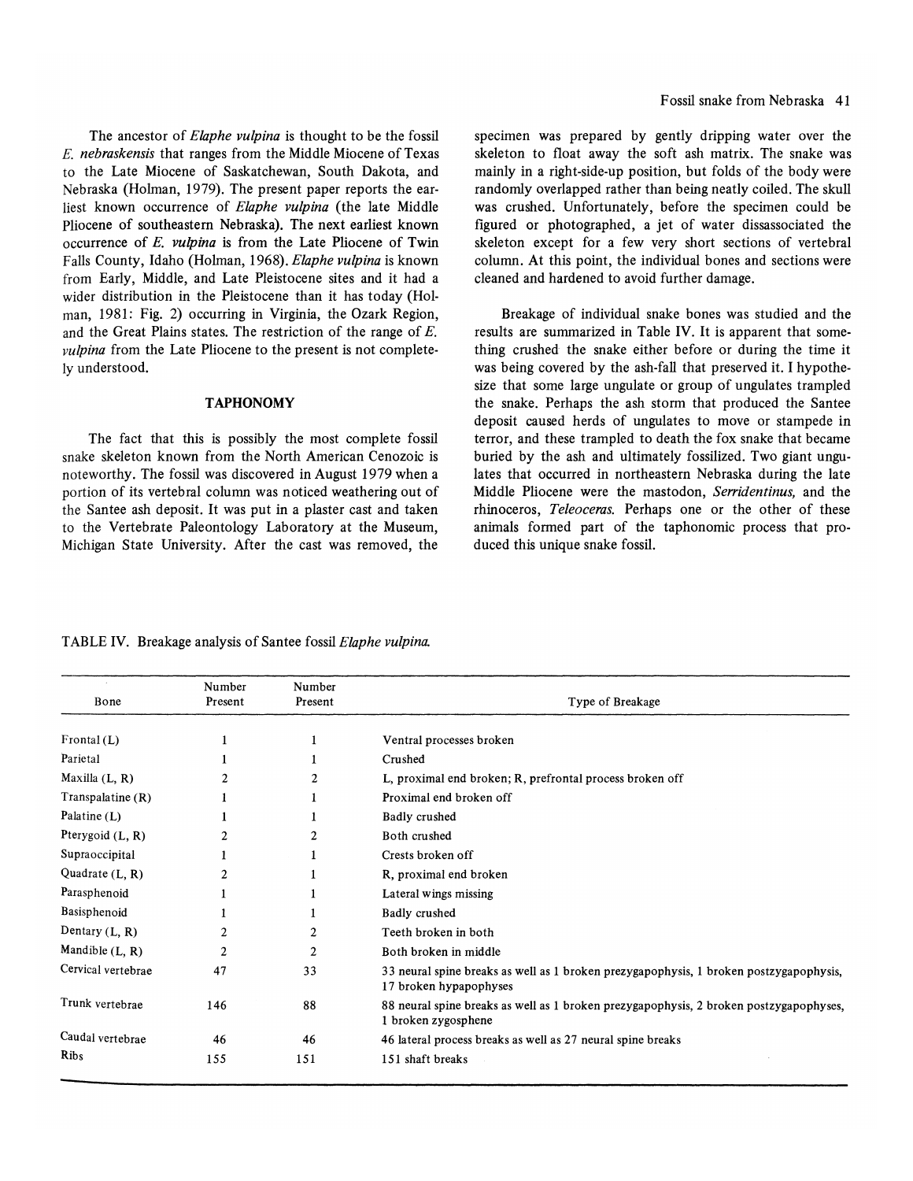The ancestor of *Elaphe vulpina* is thought to be the fossil *E. nebraskensis* that ranges from the Middle Miocene of Texas to the Late Miocene of Saskatchewan, South Dakota, and Nebraska (Holman, 1979). The present paper reports the earliest known occurrence of *Elaphe vulpina* (the late Middle Pliocene of southeastern Nebraska). The next earliest known occurrence of *E. vulpina* is from the Late Pliocene of Twin Falls County, Idaho (Holman, 1968). *Elaphe vulpina* is known from Early, Middle, and Late Pleistocene sites and it had a wider distribution in the Pleistocene than it has today (Holman, 1981: Fig. 2) occurring in Virginia, the Ozark Region, and the Great Plains states. The restriction of the range of *E. vulpina* from the Late Pliocene to the present is not completely understood.

## TAPHONOMY

The fact that this is possibly the most complete fossil snake skeleton known from the North American Cenozoic is noteworthy. The fossil was discovered in August 1979 when a portion of its vertebral column was noticed weathering out of the Santee ash deposit. It was put in a plaster cast and taken to the Vertebrate Paleontology Laboratory at the Museum, Michigan State University. After the cast was removed, the specimen was prepared by gently dripping water over the skeleton to float away the soft ash matrix. The snake was mainly in a right-side-up position, but folds of the body were randomly overlapped rather than being neatly coiled. The skull was crushed. Unfortunately, before the specimen could be figured or photographed, a jet of water dissassociated the skeleton except for a few very short sections of vertebral column. At this point, the individual bones and sections were cleaned and hardened to avoid further damage.

Breakage of individual snake bones was studied and the results are summarized in Table IV. It is apparent that something crushed the snake either before or during the time it was being covered by the ash-fall that preserved it. I hypothesize that some large ungulate or group of ungulates trampled the snake. Perhaps the ash storm that produced the Santee deposit caused herds of ungulates to move or stampede in terror, and these trampled to death the fox snake that became buried by the ash and ultimately fossilized. Two giant ungulates that occurred in northeastern Nebraska during the late Middle Pliocene were the mastodon, *Serridentinus*, and the rhinoceros, *Teleoceras*. Perhaps one or the other of these animals formed part of the taphonomic process that produced this unique snake fossil.

TABLE IV. Breakage analysis of Santee fossil *Elaphe vulpina*.

| Bone | Number Present | Number Present | Type of Breakage |
|---|---|---|---|
| Frontal (L) | 1 | 1 | Ventral processes broken |
| Parietal | 1 | 1 | Crushed |
| Maxilla (L, R) | 2 | 2 | L, proximal end broken; R, prefrontal process broken off |
| Transpalatine (R) | 1 | 1 | Proximal end broken off |
| Palatine (L) | 1 | 1 | Badly crushed |
| Pterygoid (L, R) | 2 | 2 | Both crushed |
| Supraoccipital | 1 | 1 | Crests broken off |
| Quadrate (L, R) | 2 | 1 | R, proximal end broken |
| Parasphenoid | 1 | 1 | Lateral wings missing |
| Basisphenoid | 1 | 1 | Badly crushed |
| Dentary (L, R) | 2 | 2 | Teeth broken in both |
| Mandible (L, R) | 2 | 2 | Both broken in middle |
| Cervical vertebrae | 47 | 33 | 33 neural spine breaks as well as 1 broken prezygapophysis, 1 broken postzygapophysis, 17 broken hypapophyses |
| Trunk vertebrae | 146 | 88 | 88 neural spine breaks as well as 1 broken prezygapophysis, 2 broken postzygapophyses, 1 broken zygosphene |
| Caudal vertebrae | 46 | 46 | 46 lateral process breaks as well as 27 neural spine breaks |
| Ribs | 155 | 151 | 151 shaft breaks |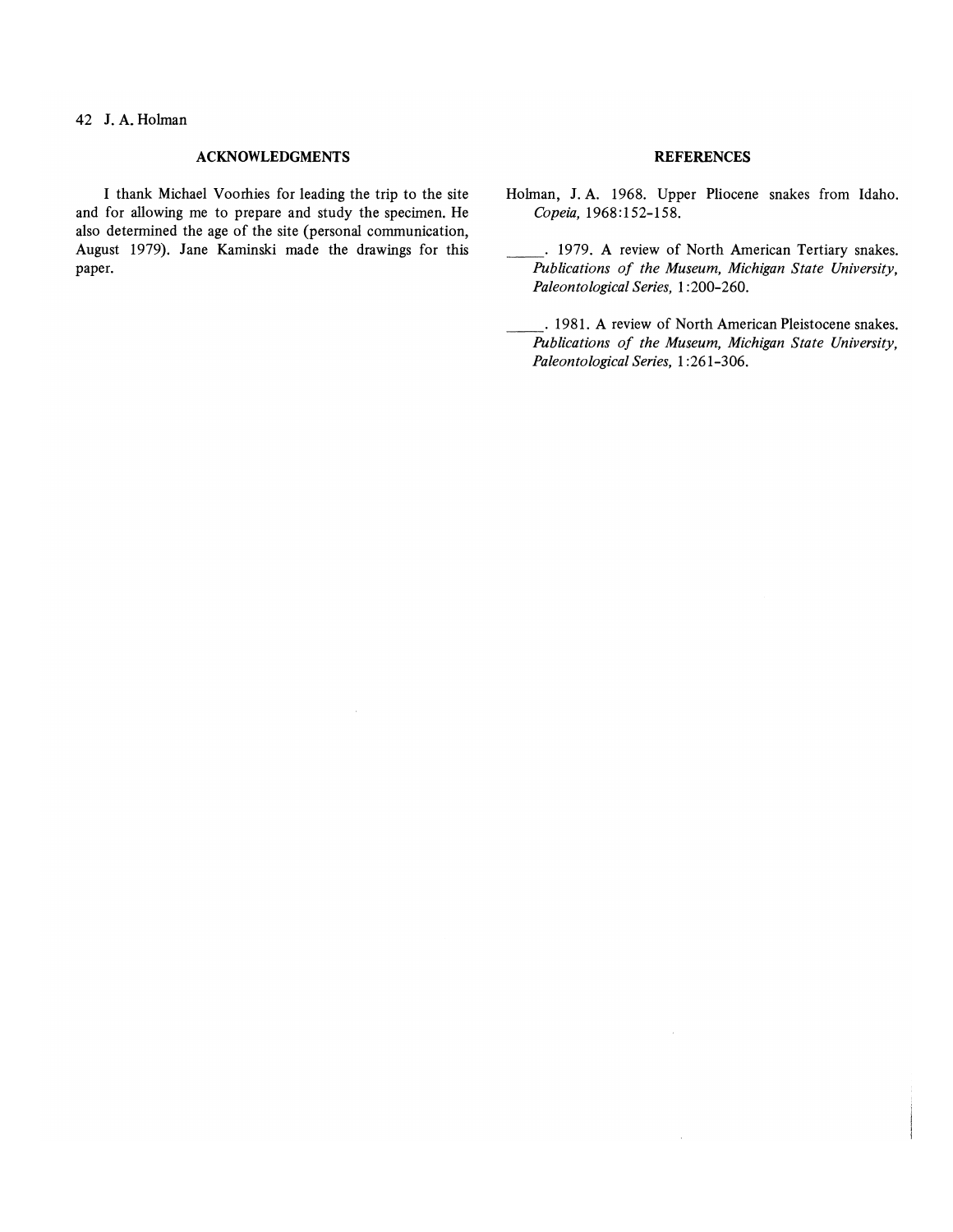## ACKNOWLEDGMENTS

I thank Michael Voorhies for leading the trip to the site and for allowing me to prepare and study the specimen. He also determined the age of the site (personal communication, August 1979). Jane Kaminski made the drawings for this paper.

## REFERENCES

Holman, J. A. 1968. Upper Pliocene snakes from Idaho. *Copeia,* 1968:152–158.

_____. 1979. A review of North American Tertiary snakes. *Publications of the Museum, Michigan State University, Paleontological Series,* 1:200–260.

_____. 1981. A review of North American Pleistocene snakes. *Publications of the Museum, Michigan State University, Paleontological Series,* 1:261–306.